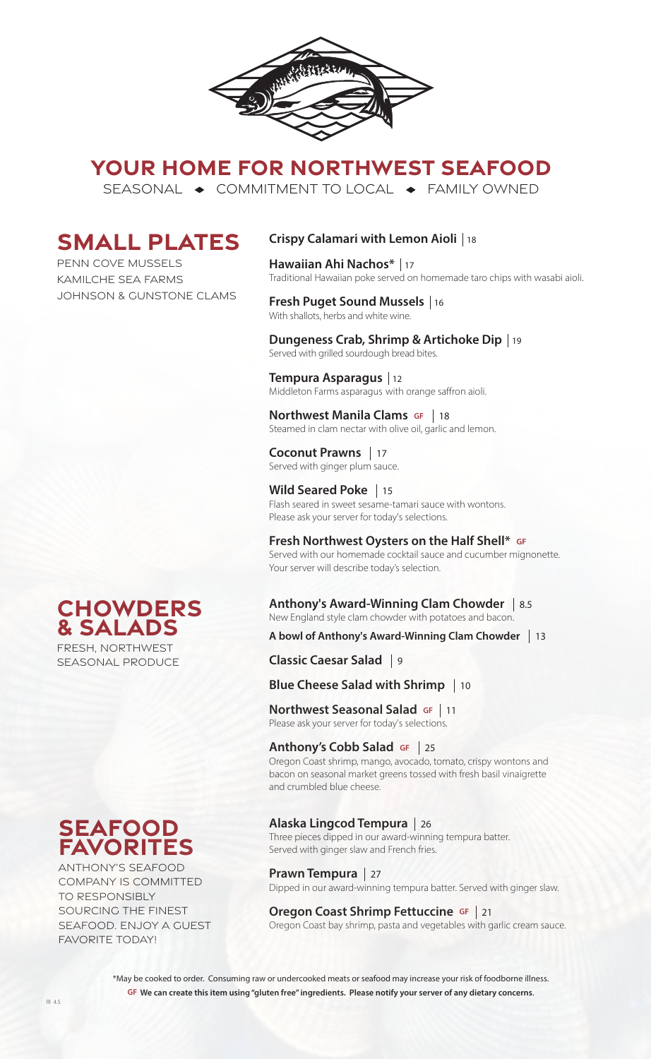# YOUR HOME FOR NORTHWEST SEAFOOD

SEASONAL ◆ COMMITMENT TO LOCAL ◆ FAMILY OWNED

## SMALL PLATES

PENN COVE MUSSELS
KAMILCHE SEA FARMS
JOHNSON & GUNSTONE CLAMS

**Crispy Calamari with Lemon Aioli** | 18

**Hawaiian Ahi Nachos*** | 17
Traditional Hawaiian poke served on homemade taro chips with wasabi aioli.

**Fresh Puget Sound Mussels** | 16
With shallots, herbs and white wine.

**Dungeness Crab, Shrimp & Artichoke Dip** | 19
Served with grilled sourdough bread bites.

**Tempura Asparagus** | 12
Middleton Farms asparagus with orange saffron aioli.

**Northwest Manila Clams** GF | 18
Steamed in clam nectar with olive oil, garlic and lemon.

**Coconut Prawns** | 17
Served with ginger plum sauce.

**Wild Seared Poke** | 15
Flash seared in sweet sesame-tamari sauce with wontons.
Please ask your server for today's selections.

**Fresh Northwest Oysters on the Half Shell*** GF
Served with our homemade cocktail sauce and cucumber mignonette.
Your server will describe today's selection.

## CHOWDERS & SALADS

FRESH, NORTHWEST SEASONAL PRODUCE

**Anthony's Award-Winning Clam Chowder** | 8.5
New England style clam chowder with potatoes and bacon.

**A bowl of Anthony's Award-Winning Clam Chowder** | 13

**Classic Caesar Salad** | 9

**Blue Cheese Salad with Shrimp** | 10

**Northwest Seasonal Salad** GF | 11
Please ask your server for today's selections.

**Anthony's Cobb Salad** GF | 25
Oregon Coast shrimp, mango, avocado, tomato, crispy wontons and bacon on seasonal market greens tossed with fresh basil vinaigrette and crumbled blue cheese.

## SEAFOOD FAVORITES

ANTHONY'S SEAFOOD COMPANY IS COMMITTED TO RESPONSIBLY SOURCING THE FINEST SEAFOOD. ENJOY A GUEST FAVORITE TODAY!

**Alaska Lingcod Tempura** | 26
Three pieces dipped in our award-winning tempura batter.
Served with ginger slaw and French fries.

**Prawn Tempura** | 27
Dipped in our award-winning tempura batter. Served with ginger slaw.

**Oregon Coast Shrimp Fettuccine** GF | 21
Oregon Coast bay shrimp, pasta and vegetables with garlic cream sauce.

*May be cooked to order. Consuming raw or undercooked meats or seafood may increase your risk of foodborne illness.

**GF We can create this item using "gluten free" ingredients. Please notify your server of any dietary concerns.**

RI 4.5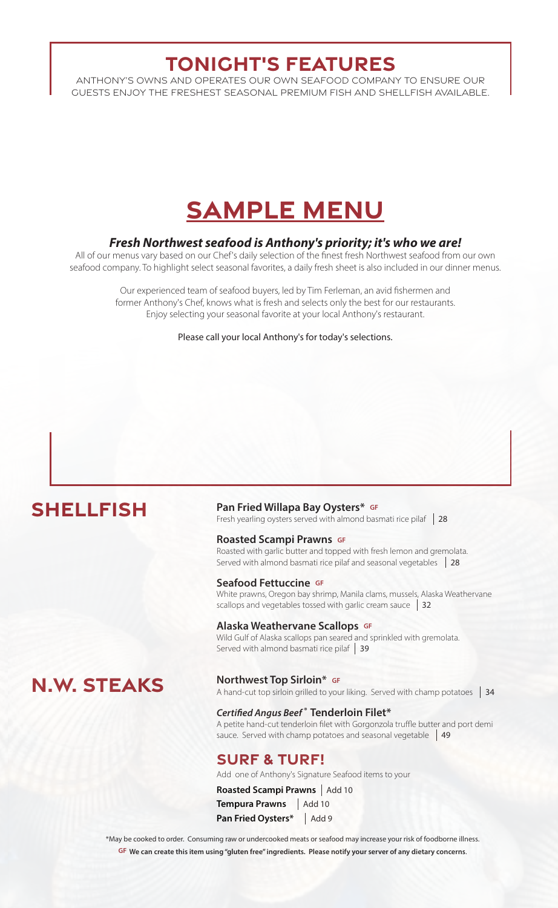# TONIGHT'S FEATURES

ANTHONY'S OWNS AND OPERATES OUR OWN SEAFOOD COMPANY TO ENSURE OUR GUESTS ENJOY THE FRESHEST SEASONAL PREMIUM FISH AND SHELLFISH AVAILABLE.

# SAMPLE MENU

***Fresh Northwest seafood is Anthony's priority; it's who we are!***

All of our menus vary based on our Chef's daily selection of the finest fresh Northwest seafood from our own seafood company. To highlight select seasonal favorites, a daily fresh sheet is also included in our dinner menus.

Our experienced team of seafood buyers, led by Tim Ferleman, an avid fishermen and former Anthony's Chef, knows what is fresh and selects only the best for our restaurants. Enjoy selecting your seasonal favorite at your local Anthony's restaurant.

Please call your local Anthony's for today's selections.

## SHELLFISH

**Pan Fried Willapa Bay Oysters*** GF
Fresh yearling oysters served with almond basmati rice pilaf | 28

**Roasted Scampi Prawns** GF
Roasted with garlic butter and topped with fresh lemon and gremolata. Served with almond basmati rice pilaf and seasonal vegetables | 28

**Seafood Fettuccine** GF
White prawns, Oregon bay shrimp, Manila clams, mussels, Alaska Weathervane scallops and vegetables tossed with garlic cream sauce | 32

**Alaska Weathervane Scallops** GF
Wild Gulf of Alaska scallops pan seared and sprinkled with gremolata. Served with almond basmati rice pilaf | 39

## N.W. STEAKS

**Northwest Top Sirloin*** GF
A hand-cut top sirloin grilled to your liking. Served with champ potatoes | 34

***Certified Angus Beef*® Tenderloin Filet***
A petite hand-cut tenderloin filet with Gorgonzola truffle butter and port demi sauce. Served with champ potatoes and seasonal vegetable | 49

### SURF & TURF!

Add one of Anthony's Signature Seafood items to your

**Roasted Scampi Prawns** | Add 10
**Tempura Prawns** | Add 10
**Pan Fried Oysters*** | Add 9

*May be cooked to order. Consuming raw or undercooked meats or seafood may increase your risk of foodborne illness.

**GF We can create this item using "gluten free" ingredients. Please notify your server of any dietary concerns.**